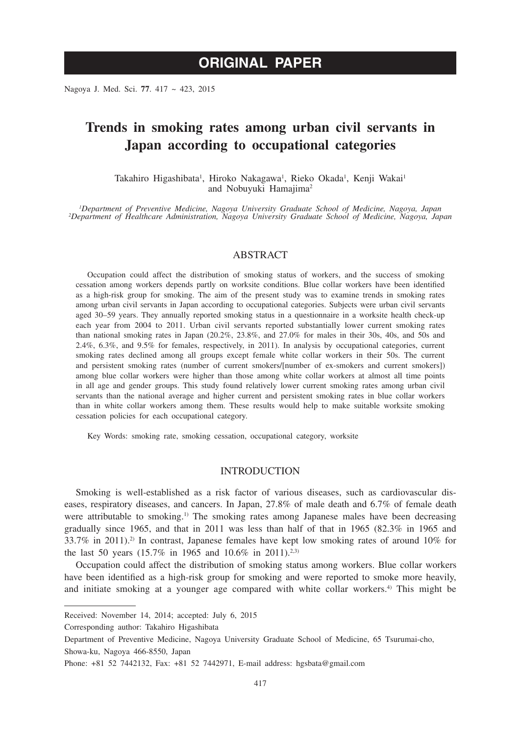# ORIGINAL PAPER

# Trends in smoking rates among urban civil servants in Japan according to occupational categories

Takahiro Higashibata[1], Hiroko Nakagawa[1], Rieko Okada[1], Kenji Wakai[1] and Nobuyuki Hamajima[2]

*[1]Department of Preventive Medicine, Nagoya University Graduate School of Medicine, Nagoya, Japan*
*[2]Department of Healthcare Administration, Nagoya University Graduate School of Medicine, Nagoya, Japan*

## ABSTRACT

Occupation could affect the distribution of smoking status of workers, and the success of smoking cessation among workers depends partly on worksite conditions. Blue collar workers have been identified as a high-risk group for smoking. The aim of the present study was to examine trends in smoking rates among urban civil servants in Japan according to occupational categories. Subjects were urban civil servants aged 30–59 years. They annually reported smoking status in a questionnaire in a worksite health check-up each year from 2004 to 2011. Urban civil servants reported substantially lower current smoking rates than national smoking rates in Japan (20.2%, 23.8%, and 27.0% for males in their 30s, 40s, and 50s and 2.4%, 6.3%, and 9.5% for females, respectively, in 2011). In analysis by occupational categories, current smoking rates declined among all groups except female white collar workers in their 50s. The current and persistent smoking rates (number of current smokers/[number of ex-smokers and current smokers]) among blue collar workers were higher than those among white collar workers at almost all time points in all age and gender groups. This study found relatively lower current smoking rates among urban civil servants than the national average and higher current and persistent smoking rates in blue collar workers than in white collar workers among them. These results would help to make suitable worksite smoking cessation policies for each occupational category.

Key Words: smoking rate, smoking cessation, occupational category, worksite

## INTRODUCTION

Smoking is well-established as a risk factor of various diseases, such as cardiovascular diseases, respiratory diseases, and cancers. In Japan, 27.8% of male death and 6.7% of female death were attributable to smoking.[1)] The smoking rates among Japanese males have been decreasing gradually since 1965, and that in 2011 was less than half of that in 1965 (82.3% in 1965 and 33.7% in 2011).[2)] In contrast, Japanese females have kept low smoking rates of around 10% for the last 50 years (15.7% in 1965 and 10.6% in 2011).[2,3)]

Occupation could affect the distribution of smoking status among workers. Blue collar workers have been identified as a high-risk group for smoking and were reported to smoke more heavily, and initiate smoking at a younger age compared with white collar workers.[4)] This might be

Received: November 14, 2014; accepted: July 6, 2015

Corresponding author: Takahiro Higashibata

Department of Preventive Medicine, Nagoya University Graduate School of Medicine, 65 Tsurumai-cho, Showa-ku, Nagoya 466-8550, Japan

Phone: +81 52 7442132, Fax: +81 52 7442971, E-mail address: hgsbata@gmail.com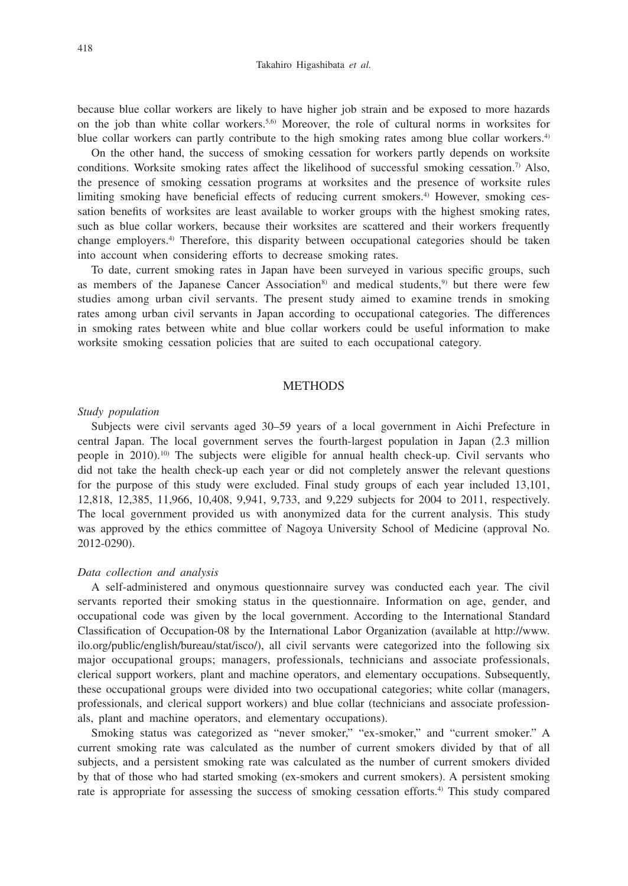because blue collar workers are likely to have higher job strain and be exposed to more hazards on the job than white collar workers.[5,6] Moreover, the role of cultural norms in worksites for blue collar workers can partly contribute to the high smoking rates among blue collar workers.[4]

On the other hand, the success of smoking cessation for workers partly depends on worksite conditions. Worksite smoking rates affect the likelihood of successful smoking cessation.[7] Also, the presence of smoking cessation programs at worksites and the presence of worksite rules limiting smoking have beneficial effects of reducing current smokers.[4] However, smoking cessation benefits of worksites are least available to worker groups with the highest smoking rates, such as blue collar workers, because their worksites are scattered and their workers frequently change employers.[4] Therefore, this disparity between occupational categories should be taken into account when considering efforts to decrease smoking rates.

To date, current smoking rates in Japan have been surveyed in various specific groups, such as members of the Japanese Cancer Association[8] and medical students,[9] but there were few studies among urban civil servants. The present study aimed to examine trends in smoking rates among urban civil servants in Japan according to occupational categories. The differences in smoking rates between white and blue collar workers could be useful information to make worksite smoking cessation policies that are suited to each occupational category.

## METHODS

### *Study population*

Subjects were civil servants aged 30–59 years of a local government in Aichi Prefecture in central Japan. The local government serves the fourth-largest population in Japan (2.3 million people in 2010).[10] The subjects were eligible for annual health check-up. Civil servants who did not take the health check-up each year or did not completely answer the relevant questions for the purpose of this study were excluded. Final study groups of each year included 13,101, 12,818, 12,385, 11,966, 10,408, 9,941, 9,733, and 9,229 subjects for 2004 to 2011, respectively. The local government provided us with anonymized data for the current analysis. This study was approved by the ethics committee of Nagoya University School of Medicine (approval No. 2012-0290).

### *Data collection and analysis*

A self-administered and onymous questionnaire survey was conducted each year. The civil servants reported their smoking status in the questionnaire. Information on age, gender, and occupational code was given by the local government. According to the International Standard Classification of Occupation-08 by the International Labor Organization (available at http://www.ilo.org/public/english/bureau/stat/isco/), all civil servants were categorized into the following six major occupational groups; managers, professionals, technicians and associate professionals, clerical support workers, plant and machine operators, and elementary occupations. Subsequently, these occupational groups were divided into two occupational categories; white collar (managers, professionals, and clerical support workers) and blue collar (technicians and associate professionals, plant and machine operators, and elementary occupations).

Smoking status was categorized as "never smoker," "ex-smoker," and "current smoker." A current smoking rate was calculated as the number of current smokers divided by that of all subjects, and a persistent smoking rate was calculated as the number of current smokers divided by that of those who had started smoking (ex-smokers and current smokers). A persistent smoking rate is appropriate for assessing the success of smoking cessation efforts.[4] This study compared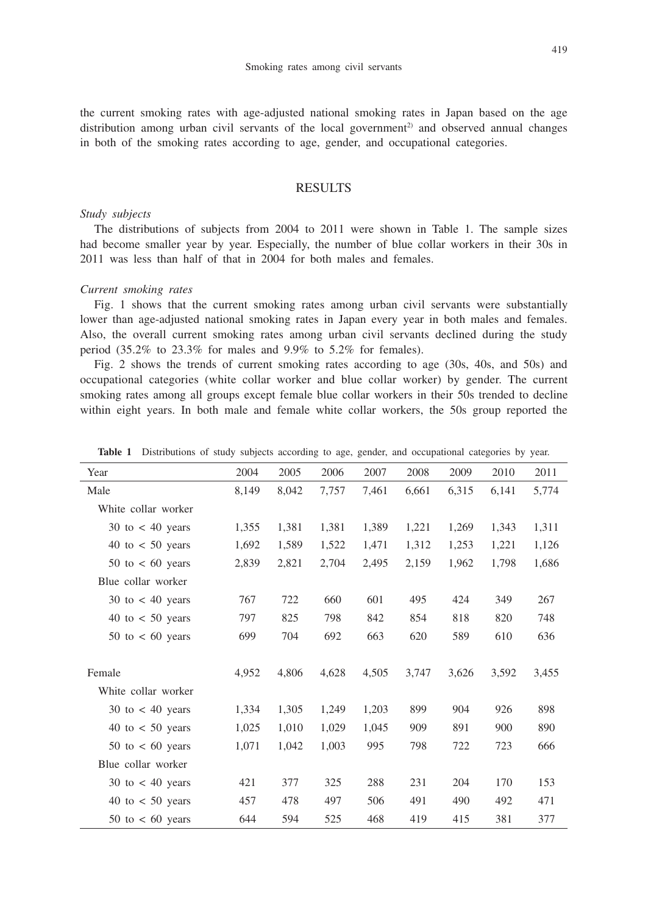the current smoking rates with age-adjusted national smoking rates in Japan based on the age distribution among urban civil servants of the local government[2] and observed annual changes in both of the smoking rates according to age, gender, and occupational categories.

## RESULTS

### *Study subjects*

The distributions of subjects from 2004 to 2011 were shown in Table 1. The sample sizes had become smaller year by year. Especially, the number of blue collar workers in their 30s in 2011 was less than half of that in 2004 for both males and females.

### *Current smoking rates*

Fig. 1 shows that the current smoking rates among urban civil servants were substantially lower than age-adjusted national smoking rates in Japan every year in both males and females. Also, the overall current smoking rates among urban civil servants declined during the study period (35.2% to 23.3% for males and 9.9% to 5.2% for females).

Fig. 2 shows the trends of current smoking rates according to age (30s, 40s, and 50s) and occupational categories (white collar worker and blue collar worker) by gender. The current smoking rates among all groups except female blue collar workers in their 50s trended to decline within eight years. In both male and female white collar workers, the 50s group reported the

**Table 1** Distributions of study subjects according to age, gender, and occupational categories by year.

| Year | 2004 | 2005 | 2006 | 2007 | 2008 | 2009 | 2010 | 2011 |
|---|---|---|---|---|---|---|---|---|
| Male | 8,149 | 8,042 | 7,757 | 7,461 | 6,661 | 6,315 | 6,141 | 5,774 |
| White collar worker | | | | | | | | |
| 30 to < 40 years | 1,355 | 1,381 | 1,381 | 1,389 | 1,221 | 1,269 | 1,343 | 1,311 |
| 40 to < 50 years | 1,692 | 1,589 | 1,522 | 1,471 | 1,312 | 1,253 | 1,221 | 1,126 |
| 50 to < 60 years | 2,839 | 2,821 | 2,704 | 2,495 | 2,159 | 1,962 | 1,798 | 1,686 |
| Blue collar worker | | | | | | | | |
| 30 to < 40 years | 767 | 722 | 660 | 601 | 495 | 424 | 349 | 267 |
| 40 to < 50 years | 797 | 825 | 798 | 842 | 854 | 818 | 820 | 748 |
| 50 to < 60 years | 699 | 704 | 692 | 663 | 620 | 589 | 610 | 636 |
| Female | 4,952 | 4,806 | 4,628 | 4,505 | 3,747 | 3,626 | 3,592 | 3,455 |
| White collar worker | | | | | | | | |
| 30 to < 40 years | 1,334 | 1,305 | 1,249 | 1,203 | 899 | 904 | 926 | 898 |
| 40 to < 50 years | 1,025 | 1,010 | 1,029 | 1,045 | 909 | 891 | 900 | 890 |
| 50 to < 60 years | 1,071 | 1,042 | 1,003 | 995 | 798 | 722 | 723 | 666 |
| Blue collar worker | | | | | | | | |
| 30 to < 40 years | 421 | 377 | 325 | 288 | 231 | 204 | 170 | 153 |
| 40 to < 50 years | 457 | 478 | 497 | 506 | 491 | 490 | 492 | 471 |
| 50 to < 60 years | 644 | 594 | 525 | 468 | 419 | 415 | 381 | 377 |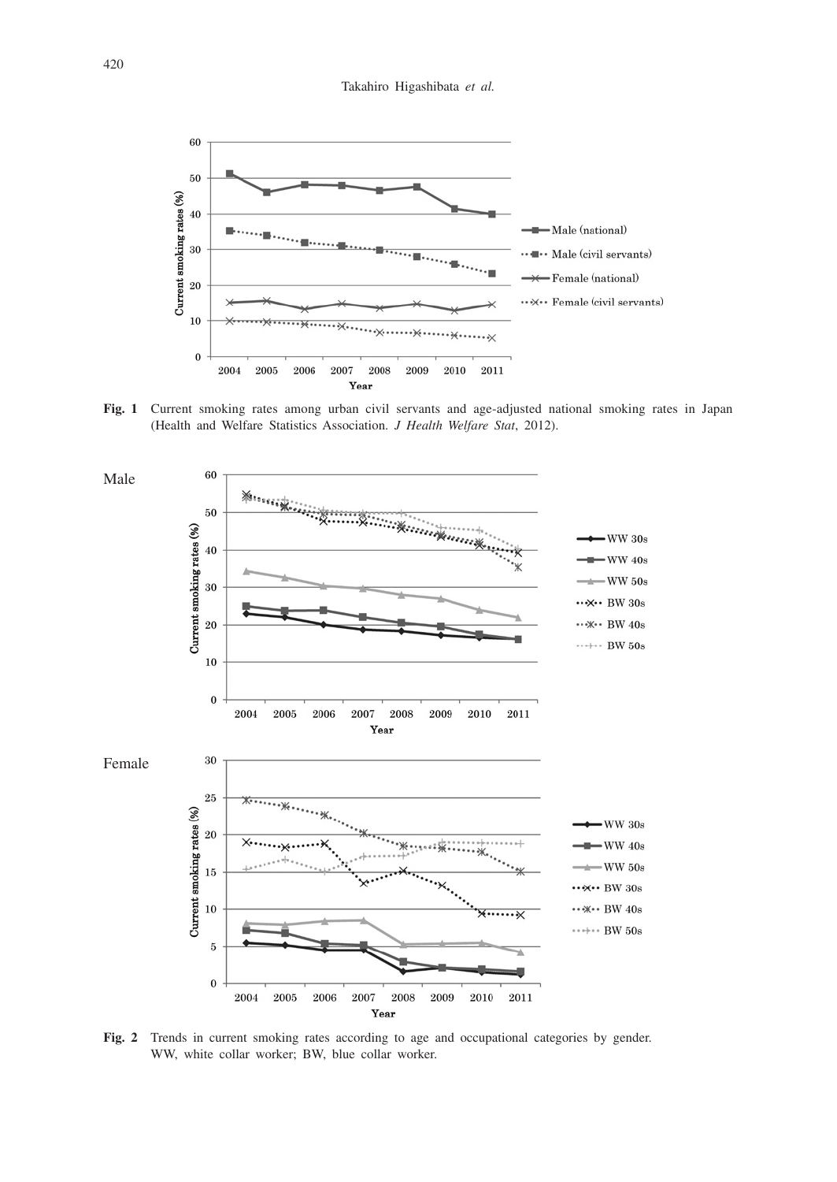**Fig. 1** Current smoking rates among urban civil servants and age-adjusted national smoking rates in Japan (Health and Welfare Statistics Association. *J Health Welfare Stat*, 2012).

**Fig. 2** Trends in current smoking rates according to age and occupational categories by gender. WW, white collar worker; BW, blue collar worker.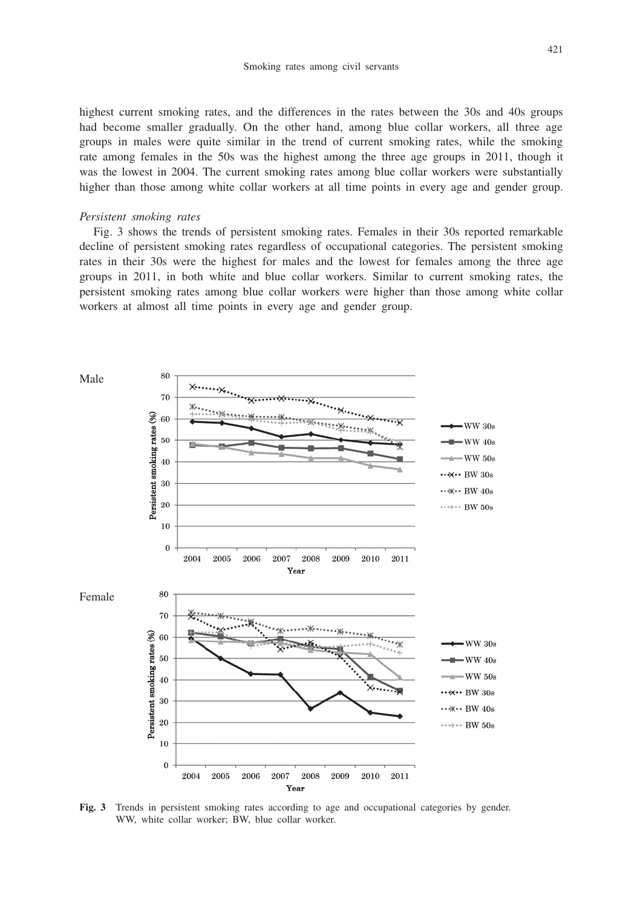highest current smoking rates, and the differences in the rates between the 30s and 40s groups had become smaller gradually. On the other hand, among blue collar workers, all three age groups in males were quite similar in the trend of current smoking rates, while the smoking rate among females in the 50s was the highest among the three age groups in 2011, though it was the lowest in 2004. The current smoking rates among blue collar workers were substantially higher than those among white collar workers at all time points in every age and gender group.

*Persistent smoking rates*

Fig. 3 shows the trends of persistent smoking rates. Females in their 30s reported remarkable decline of persistent smoking rates regardless of occupational categories. The persistent smoking rates in their 30s were the highest for males and the lowest for females among the three age groups in 2011, in both white and blue collar workers. Similar to current smoking rates, the persistent smoking rates among blue collar workers were higher than those among white collar workers at almost all time points in every age and gender group.

**Fig. 3** Trends in persistent smoking rates according to age and occupational categories by gender. WW, white collar worker; BW, blue collar worker.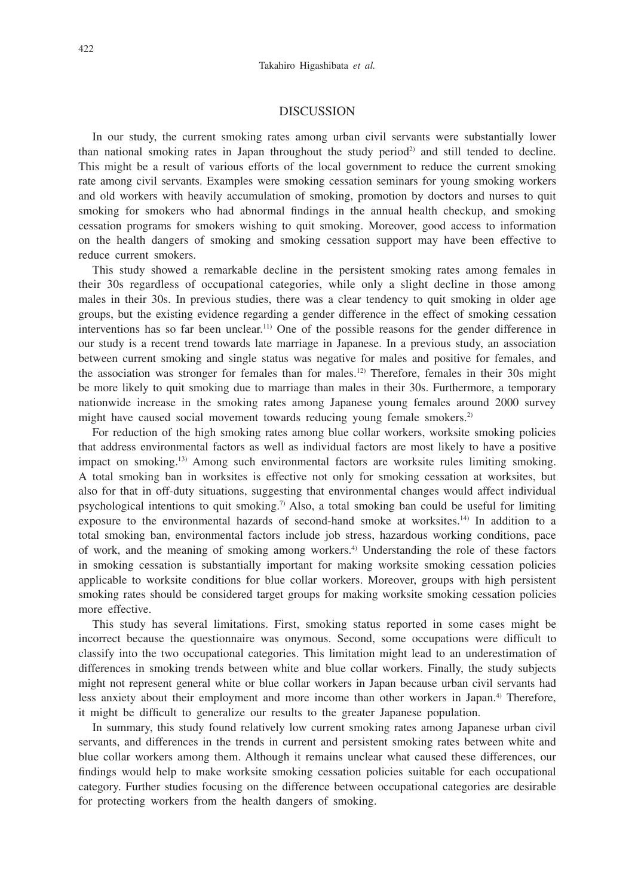## DISCUSSION

In our study, the current smoking rates among urban civil servants were substantially lower than national smoking rates in Japan throughout the study period[2] and still tended to decline. This might be a result of various efforts of the local government to reduce the current smoking rate among civil servants. Examples were smoking cessation seminars for young smoking workers and old workers with heavily accumulation of smoking, promotion by doctors and nurses to quit smoking for smokers who had abnormal findings in the annual health checkup, and smoking cessation programs for smokers wishing to quit smoking. Moreover, good access to information on the health dangers of smoking and smoking cessation support may have been effective to reduce current smokers.

This study showed a remarkable decline in the persistent smoking rates among females in their 30s regardless of occupational categories, while only a slight decline in those among males in their 30s. In previous studies, there was a clear tendency to quit smoking in older age groups, but the existing evidence regarding a gender difference in the effect of smoking cessation interventions has so far been unclear.[11] One of the possible reasons for the gender difference in our study is a recent trend towards late marriage in Japanese. In a previous study, an association between current smoking and single status was negative for males and positive for females, and the association was stronger for females than for males.[12] Therefore, females in their 30s might be more likely to quit smoking due to marriage than males in their 30s. Furthermore, a temporary nationwide increase in the smoking rates among Japanese young females around 2000 survey might have caused social movement towards reducing young female smokers.[2]

For reduction of the high smoking rates among blue collar workers, worksite smoking policies that address environmental factors as well as individual factors are most likely to have a positive impact on smoking.[13] Among such environmental factors are worksite rules limiting smoking. A total smoking ban in worksites is effective not only for smoking cessation at worksites, but also for that in off-duty situations, suggesting that environmental changes would affect individual psychological intentions to quit smoking.[7] Also, a total smoking ban could be useful for limiting exposure to the environmental hazards of second-hand smoke at worksites.[14] In addition to a total smoking ban, environmental factors include job stress, hazardous working conditions, pace of work, and the meaning of smoking among workers.[4] Understanding the role of these factors in smoking cessation is substantially important for making worksite smoking cessation policies applicable to worksite conditions for blue collar workers. Moreover, groups with high persistent smoking rates should be considered target groups for making worksite smoking cessation policies more effective.

This study has several limitations. First, smoking status reported in some cases might be incorrect because the questionnaire was onymous. Second, some occupations were difficult to classify into the two occupational categories. This limitation might lead to an underestimation of differences in smoking trends between white and blue collar workers. Finally, the study subjects might not represent general white or blue collar workers in Japan because urban civil servants had less anxiety about their employment and more income than other workers in Japan.[4] Therefore, it might be difficult to generalize our results to the greater Japanese population.

In summary, this study found relatively low current smoking rates among Japanese urban civil servants, and differences in the trends in current and persistent smoking rates between white and blue collar workers among them. Although it remains unclear what caused these differences, our findings would help to make worksite smoking cessation policies suitable for each occupational category. Further studies focusing on the difference between occupational categories are desirable for protecting workers from the health dangers of smoking.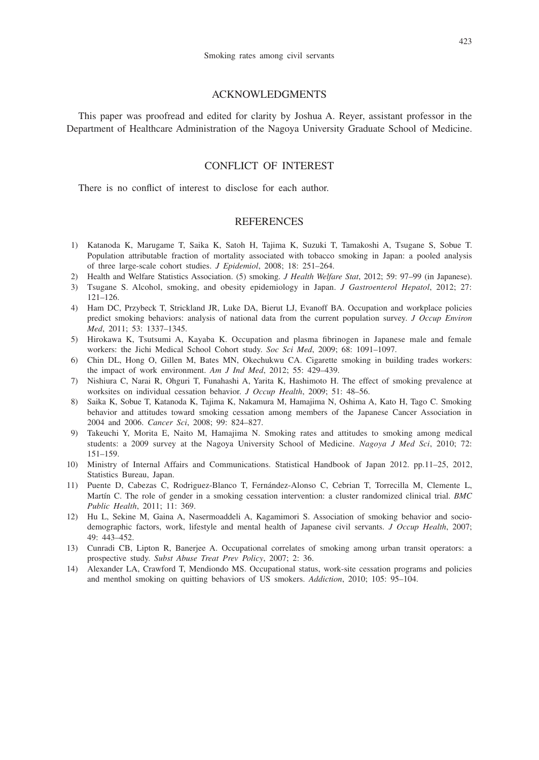## ACKNOWLEDGMENTS

This paper was proofread and edited for clarity by Joshua A. Reyer, assistant professor in the Department of Healthcare Administration of the Nagoya University Graduate School of Medicine.

## CONFLICT OF INTEREST

There is no conflict of interest to disclose for each author.

## REFERENCES

1) Katanoda K, Marugame T, Saika K, Satoh H, Tajima K, Suzuki T, Tamakoshi A, Tsugane S, Sobue T. Population attributable fraction of mortality associated with tobacco smoking in Japan: a pooled analysis of three large-scale cohort studies. *J Epidemiol*, 2008; 18: 251–264.
2) Health and Welfare Statistics Association. (5) smoking. *J Health Welfare Stat*, 2012; 59: 97–99 (in Japanese).
3) Tsugane S. Alcohol, smoking, and obesity epidemiology in Japan. *J Gastroenterol Hepatol*, 2012; 27: 121–126.
4) Ham DC, Przybeck T, Strickland JR, Luke DA, Bierut LJ, Evanoff BA. Occupation and workplace policies predict smoking behaviors: analysis of national data from the current population survey. *J Occup Environ Med*, 2011; 53: 1337–1345.
5) Hirokawa K, Tsutsumi A, Kayaba K. Occupation and plasma fibrinogen in Japanese male and female workers: the Jichi Medical School Cohort study. *Soc Sci Med*, 2009; 68: 1091–1097.
6) Chin DL, Hong O, Gillen M, Bates MN, Okechukwu CA. Cigarette smoking in building trades workers: the impact of work environment. *Am J Ind Med*, 2012; 55: 429–439.
7) Nishiura C, Narai R, Ohguri T, Funahashi A, Yarita K, Hashimoto H. The effect of smoking prevalence at worksites on individual cessation behavior. *J Occup Health*, 2009; 51: 48–56.
8) Saika K, Sobue T, Katanoda K, Tajima K, Nakamura M, Hamajima N, Oshima A, Kato H, Tago C. Smoking behavior and attitudes toward smoking cessation among members of the Japanese Cancer Association in 2004 and 2006. *Cancer Sci*, 2008; 99: 824–827.
9) Takeuchi Y, Morita E, Naito M, Hamajima N. Smoking rates and attitudes to smoking among medical students: a 2009 survey at the Nagoya University School of Medicine. *Nagoya J Med Sci*, 2010; 72: 151–159.
10) Ministry of Internal Affairs and Communications. Statistical Handbook of Japan 2012. pp.11–25, 2012, Statistics Bureau, Japan.
11) Puente D, Cabezas C, Rodriguez-Blanco T, Fernández-Alonso C, Cebrian T, Torrecilla M, Clemente L, Martín C. The role of gender in a smoking cessation intervention: a cluster randomized clinical trial. *BMC Public Health*, 2011; 11: 369.
12) Hu L, Sekine M, Gaina A, Nasermoaddeli A, Kagamimori S. Association of smoking behavior and socio-demographic factors, work, lifestyle and mental health of Japanese civil servants. *J Occup Health*, 2007; 49: 443–452.
13) Cunradi CB, Lipton R, Banerjee A. Occupational correlates of smoking among urban transit operators: a prospective study. *Subst Abuse Treat Prev Policy*, 2007; 2: 36.
14) Alexander LA, Crawford T, Mendiondo MS. Occupational status, work-site cessation programs and policies and menthol smoking on quitting behaviors of US smokers. *Addiction*, 2010; 105: 95–104.